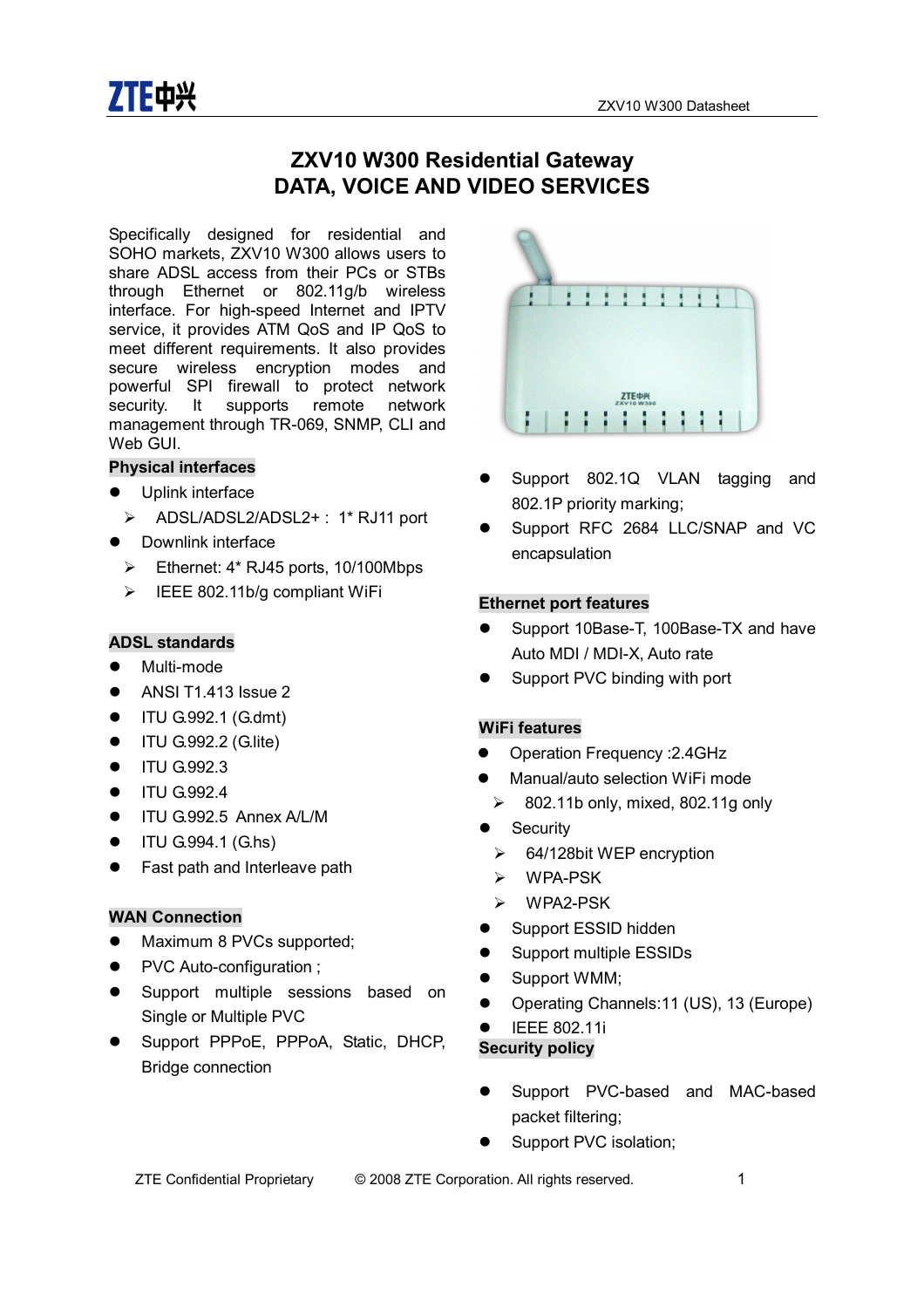# ZXV10 W300 Residential Gateway
# DATA, VOICE AND VIDEO SERVICES

Specifically designed for residential and SOHO markets, ZXV10 W300 allows users to share ADSL access from their PCs or STBs through Ethernet or 802.11g/b wireless interface. For high-speed Internet and IPTV service, it provides ATM QoS and IP QoS to meet different requirements. It also provides secure wireless encryption modes and powerful SPI firewall to protect network security. It supports remote network management through TR-069, SNMP, CLI and Web GUI.

## Physical interfaces

- Uplink interface
  - ADSL/ADSL2/ADSL2+ : 1* RJ11 port
- Downlink interface
  - Ethernet: 4* RJ45 ports, 10/100Mbps
  - IEEE 802.11b/g compliant WiFi

## ADSL standards

- Multi-mode
- ANSI T1.413 Issue 2
- ITU G.992.1 (G.dmt)
- ITU G.992.2 (G.lite)
- ITU G.992.3
- ITU G.992.4
- ITU G.992.5 Annex A/L/M
- ITU G.994.1 (G.hs)
- Fast path and Interleave path

## WAN Connection

- Maximum 8 PVCs supported;
- PVC Auto-configuration ;
- Support multiple sessions based on Single or Multiple PVC
- Support PPPoE, PPPoA, Static, DHCP, Bridge connection
- Support 802.1Q VLAN tagging and 802.1P priority marking;
- Support RFC 2684 LLC/SNAP and VC encapsulation

## Ethernet port features

- Support 10Base-T, 100Base-TX and have Auto MDI / MDI-X, Auto rate
- Support PVC binding with port

## WiFi features

- Operation Frequency :2.4GHz
- Manual/auto selection WiFi mode
  - 802.11b only, mixed, 802.11g only
- Security
  - 64/128bit WEP encryption
  - WPA-PSK
  - WPA2-PSK
- Support ESSID hidden
- Support multiple ESSIDs
- Support WMM;
- Operating Channels:11 (US), 13 (Europe)
- IEEE 802.11i

## Security policy

- Support PVC-based and MAC-based packet filtering;
- Support PVC isolation;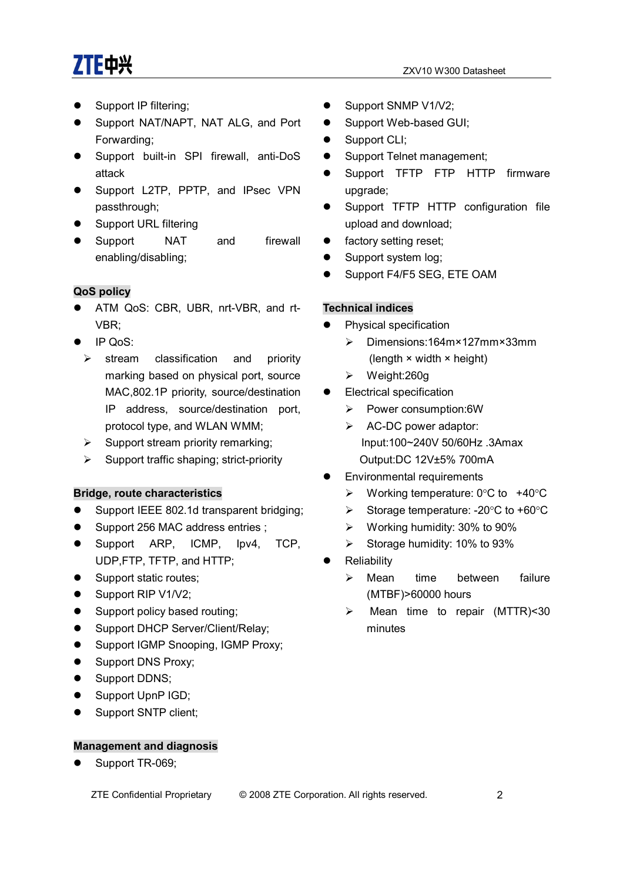- Support IP filtering;
- Support NAT/NAPT, NAT ALG, and Port Forwarding;
- Support built-in SPI firewall, anti-DoS attack
- Support L2TP, PPTP, and IPsec VPN passthrough;
- Support URL filtering
- Support NAT and firewall enabling/disabling;

**QoS policy**

- ATM QoS: CBR, UBR, nrt-VBR, and rt-VBR;
- IP QoS:
  - stream classification and priority marking based on physical port, source MAC,802.1P priority, source/destination IP address, source/destination port, protocol type, and WLAN WMM;
  - Support stream priority remarking;
  - Support traffic shaping; strict-priority

**Bridge, route characteristics**

- Support IEEE 802.1d transparent bridging;
- Support 256 MAC address entries ;
- Support ARP, ICMP, Ipv4, TCP, UDP,FTP, TFTP, and HTTP;
- Support static routes;
- Support RIP V1/V2;
- Support policy based routing;
- Support DHCP Server/Client/Relay;
- Support IGMP Snooping, IGMP Proxy;
- Support DNS Proxy;
- Support DDNS;
- Support UpnP IGD;
- Support SNTP client;

**Management and diagnosis**

- Support TR-069;
- Support SNMP V1/V2;
- Support Web-based GUI;
- Support CLI;
- Support Telnet management;
- Support TFTP FTP HTTP firmware upgrade;
- Support TFTP HTTP configuration file upload and download;
- factory setting reset;
- Support system log;
- Support F4/F5 SEG, ETE OAM

**Technical indices**

- Physical specification
  - Dimensions:164m×127mm×33mm (length × width × height)
  - Weight:260g
- Electrical specification
  - Power consumption:6W
  - AC-DC power adaptor:
    Input:100~240V 50/60Hz .3Amax
    Output:DC 12V±5% 700mA
- Environmental requirements
  - Working temperature: 0°C to +40°C
  - Storage temperature: -20°C to +60°C
  - Working humidity: 30% to 90%
  - Storage humidity: 10% to 93%
- Reliability
  - Mean time between failure (MTBF)>60000 hours
  - Mean time to repair (MTTR)<30 minutes

ZTE Confidential Proprietary © 2008 ZTE Corporation. All rights reserved.